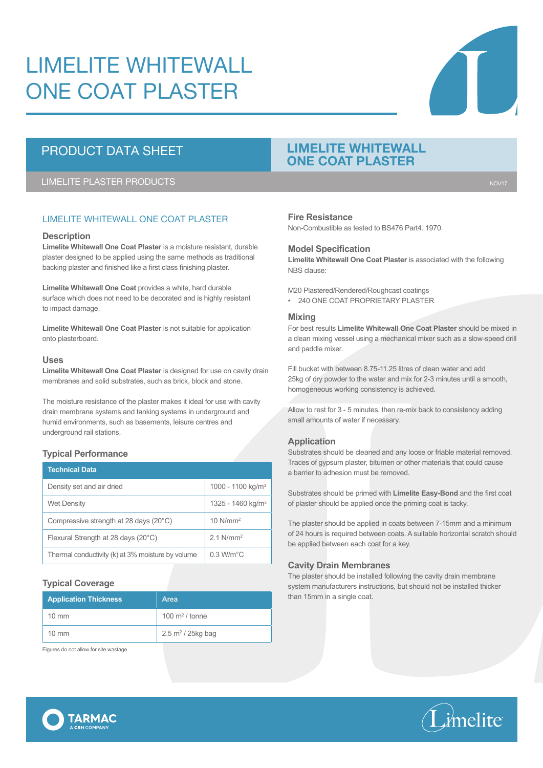# LIMELITE WHITEWALL ONE COAT PLASTER

PRODUCT DATA SHEET

**LIMELITE WHITEWALL ONE COAT PLASTER**

LIMELITE PLASTER PRODUCTS

NOV17

## LIMELITE WHITEWALL ONE COAT PLASTER

### Description

**Limelite Whitewall One Coat Plaster** is a moisture resistant, durable plaster designed to be applied using the same methods as traditional backing plaster and finished like a first class finishing plaster.

**Limelite Whitewall One Coat** provides a white, hard durable surface which does not need to be decorated and is highly resistant to impact damage.

**Limelite Whitewall One Coat Plaster** is not suitable for application onto plasterboard.

### Uses

**Limelite Whitewall One Coat Plaster** is designed for use on cavity drain membranes and solid substrates, such as brick, block and stone.

The moisture resistance of the plaster makes it ideal for use with cavity drain membrane systems and tanking systems in underground and humid environments, such as basements, leisure centres and underground rail stations.

### Typical Performance

| Technical Data | |
|---|---|
| Density set and air dried | 1000 - 1100 kg/m$^3$ |
| Wet Density | 1325 - 1460 kg/m$^3$ |
| Compressive strength at 28 days (20°C) | 10 N/mm$^2$ |
| Flexural Strength at 28 days (20°C) | 2.1 N/mm$^2$ |
| Thermal conductivity (k) at 3% moisture by volume | 0.3 W/m°C |

### Typical Coverage

| Application Thickness | Area |
|---|---|
| 10 mm | 100 m$^2$ / tonne |
| 10 mm | 2.5 m$^2$ / 25kg bag |

Figures do not allow for site wastage.

### Fire Resistance

Non-Combustible as tested to BS476 Part4. 1970.

### Model Specification

**Limelite Whitewall One Coat Plaster** is associated with the following NBS clause:

M20 Plastered/Rendered/Roughcast coatings

- 240 ONE COAT PROPRIETARY PLASTER

### Mixing

For best results **Limelite Whitewall One Coat Plaster** should be mixed in a clean mixing vessel using a mechanical mixer such as a slow-speed drill and paddle mixer.

Fill bucket with between 8.75-11.25 litres of clean water and add 25kg of dry powder to the water and mix for 2-3 minutes until a smooth, homogeneous working consistency is achieved.

Allow to rest for 3 - 5 minutes, then re-mix back to consistency adding small amounts of water if necessary.

### Application

Substrates should be cleaned and any loose or friable material removed. Traces of gypsum plaster, bitumen or other materials that could cause a barrier to adhesion must be removed.

Substrates should be primed with **Limelite Easy-Bond** and the first coat of plaster should be applied once the priming coat is tacky.

The plaster should be applied in coats between 7-15mm and a minimum of 24 hours is required between coats. A suitable horizontal scratch should be applied between each coat for a key.

### Cavity Drain Membranes

The plaster should be installed following the cavity drain membrane system manufacturers instructions, but should not be installed thicker than 15mm in a single coat.

TARMAC A CRH COMPANY

Limelite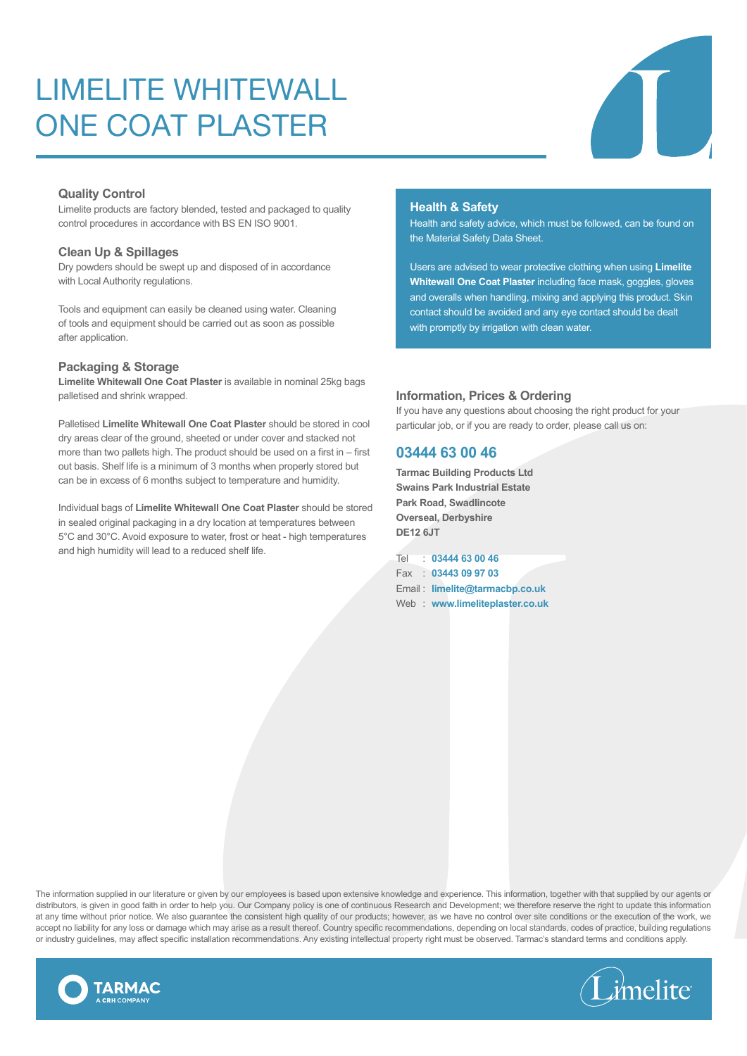# LIMELITE WHITEWALL ONE COAT PLASTER

### Quality Control

Limelite products are factory blended, tested and packaged to quality control procedures in accordance with BS EN ISO 9001.

### Clean Up & Spillages

Dry powders should be swept up and disposed of in accordance with Local Authority regulations.

Tools and equipment can easily be cleaned using water. Cleaning of tools and equipment should be carried out as soon as possible after application.

### Packaging & Storage

**Limelite Whitewall One Coat Plaster** is available in nominal 25kg bags palletised and shrink wrapped.

Palletised **Limelite Whitewall One Coat Plaster** should be stored in cool dry areas clear of the ground, sheeted or under cover and stacked not more than two pallets high. The product should be used on a first in – first out basis. Shelf life is a minimum of 3 months when properly stored but can be in excess of 6 months subject to temperature and humidity.

Individual bags of **Limelite Whitewall One Coat Plaster** should be stored in sealed original packaging in a dry location at temperatures between 5°C and 30°C. Avoid exposure to water, frost or heat - high temperatures and high humidity will lead to a reduced shelf life.

### Health & Safety

Health and safety advice, which must be followed, can be found on the Material Safety Data Sheet.

Users are advised to wear protective clothing when using **Limelite Whitewall One Coat Plaster** including face mask, goggles, gloves and overalls when handling, mixing and applying this product. Skin contact should be avoided and any eye contact should be dealt with promptly by irrigation with clean water.

### Information, Prices & Ordering

If you have any questions about choosing the right product for your particular job, or if you are ready to order, please call us on:

## 03444 63 00 46

**Tarmac Building Products Ltd**
**Swains Park Industrial Estate**
**Park Road, Swadlincote**
**Overseal, Derbyshire**
**DE12 6JT**

Tel : **03444 63 00 46**
Fax : **03443 09 97 03**
Email : **limelite@tarmacbp.co.uk**
Web : **www.limeliteplaster.co.uk**

The information supplied in our literature or given by our employees is based upon extensive knowledge and experience. This information, together with that supplied by our agents or distributors, is given in good faith in order to help you. Our Company policy is one of continuous Research and Development; we therefore reserve the right to update this information at any time without prior notice. We also guarantee the consistent high quality of our products; however, as we have no control over site conditions or the execution of the work, we accept no liability for any loss or damage which may arise as a result thereof. Country specific recommendations, depending on local standards, codes of practice, building regulations or industry guidelines, may affect specific installation recommendations. Any existing intellectual property right must be observed. Tarmac's standard terms and conditions apply.

TARMAC A CRH COMPANY

Limelite